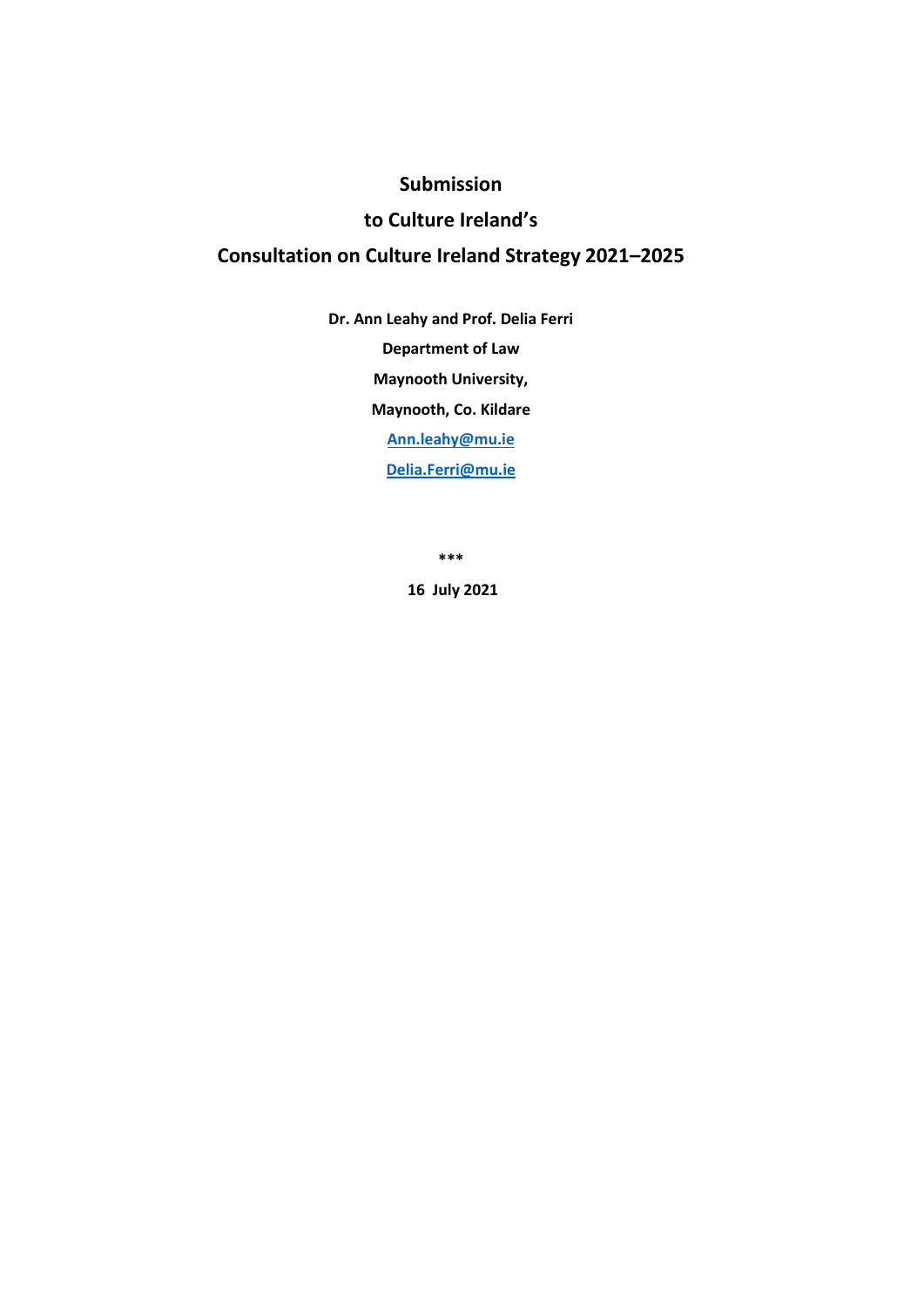# Submission

# to Culture Ireland's

# Consultation on Culture Ireland Strategy 2021–2025

**Dr. Ann Leahy and Prof. Delia Ferri**

**Department of Law**

**Maynooth University,**

**Maynooth, Co. Kildare**

**Ann.leahy@mu.ie**

**Delia.Ferri@mu.ie**

***

**16 July 2021**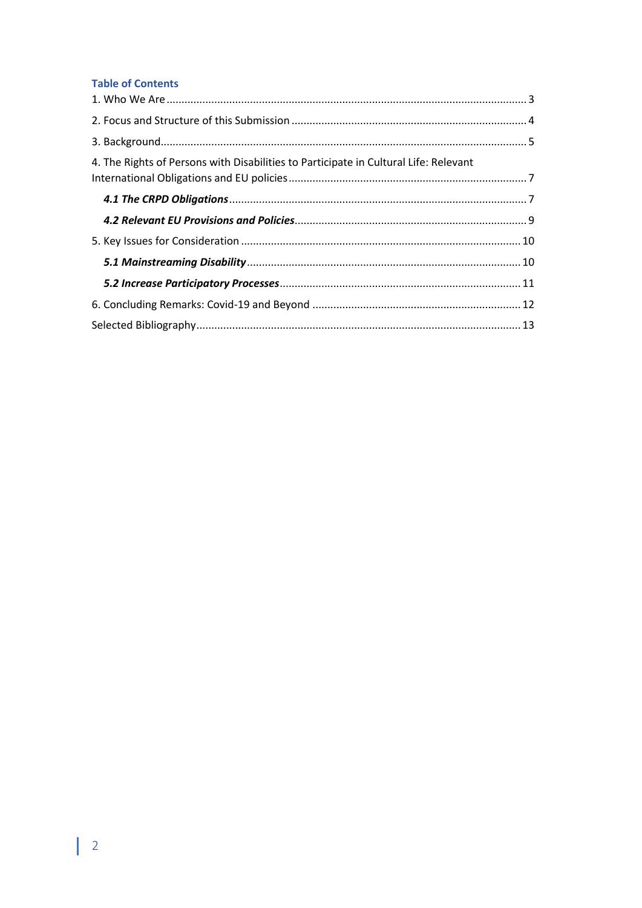## Table of Contents

1. Who We Are ........................................................................................................................ 3

2. Focus and Structure of this Submission .............................................................................. 4

3. Background.......................................................................................................................... 5

4. The Rights of Persons with Disabilities to Participate in Cultural Life: Relevant International Obligations and EU policies ............................................................................... 7

***4.1 The CRPD Obligations*** ................................................................................................... 7

***4.2 Relevant EU Provisions and Policies*** ............................................................................. 9

5. Key Issues for Consideration ............................................................................................. 10

***5.1 Mainstreaming Disability*** ........................................................................................... 10

***5.2 Increase Participatory Processes*** ................................................................................ 11

6. Concluding Remarks: Covid-19 and Beyond ..................................................................... 12

Selected Bibliography............................................................................................................ 13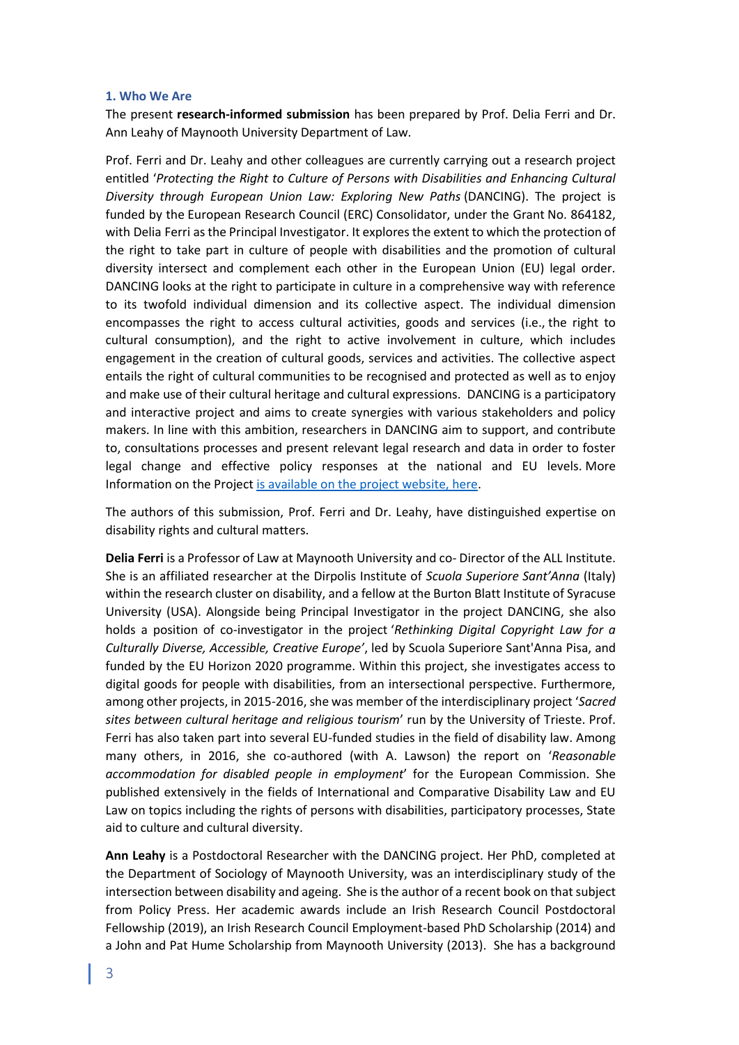### 1. Who We Are

The present **research-informed submission** has been prepared by Prof. Delia Ferri and Dr. Ann Leahy of Maynooth University Department of Law.

Prof. Ferri and Dr. Leahy and other colleagues are currently carrying out a research project entitled '*Protecting the Right to Culture of Persons with Disabilities and Enhancing Cultural Diversity through European Union Law: Exploring New Paths* (DANCING). The project is funded by the European Research Council (ERC) Consolidator, under the Grant No. 864182, with Delia Ferri as the Principal Investigator. It explores the extent to which the protection of the right to take part in culture of people with disabilities and the promotion of cultural diversity intersect and complement each other in the European Union (EU) legal order. DANCING looks at the right to participate in culture in a comprehensive way with reference to its twofold individual dimension and its collective aspect. The individual dimension encompasses the right to access cultural activities, goods and services (i.e., the right to cultural consumption), and the right to active involvement in culture, which includes engagement in the creation of cultural goods, services and activities. The collective aspect entails the right of cultural communities to be recognised and protected as well as to enjoy and make use of their cultural heritage and cultural expressions. DANCING is a participatory and interactive project and aims to create synergies with various stakeholders and policy makers. In line with this ambition, researchers in DANCING aim to support, and contribute to, consultations processes and present relevant legal research and data in order to foster legal change and effective policy responses at the national and EU levels. More Information on the Project [is available on the project website, here](#).

The authors of this submission, Prof. Ferri and Dr. Leahy, have distinguished expertise on disability rights and cultural matters.

**Delia Ferri** is a Professor of Law at Maynooth University and co- Director of the ALL Institute. She is an affiliated researcher at the Dirpolis Institute of *Scuola Superiore Sant'Anna* (Italy) within the research cluster on disability, and a fellow at the Burton Blatt Institute of Syracuse University (USA). Alongside being Principal Investigator in the project DANCING, she also holds a position of co-investigator in the project '*Rethinking Digital Copyright Law for a Culturally Diverse, Accessible, Creative Europe*', led by Scuola Superiore Sant'Anna Pisa, and funded by the EU Horizon 2020 programme. Within this project, she investigates access to digital goods for people with disabilities, from an intersectional perspective. Furthermore, among other projects, in 2015-2016, she was member of the interdisciplinary project '*Sacred sites between cultural heritage and religious tourism*' run by the University of Trieste. Prof. Ferri has also taken part into several EU-funded studies in the field of disability law. Among many others, in 2016, she co-authored (with A. Lawson) the report on '*Reasonable accommodation for disabled people in employment*' for the European Commission. She published extensively in the fields of International and Comparative Disability Law and EU Law on topics including the rights of persons with disabilities, participatory processes, State aid to culture and cultural diversity.

**Ann Leahy** is a Postdoctoral Researcher with the DANCING project. Her PhD, completed at the Department of Sociology of Maynooth University, was an interdisciplinary study of the intersection between disability and ageing. She is the author of a recent book on that subject from Policy Press. Her academic awards include an Irish Research Council Postdoctoral Fellowship (2019), an Irish Research Council Employment-based PhD Scholarship (2014) and a John and Pat Hume Scholarship from Maynooth University (2013). She has a background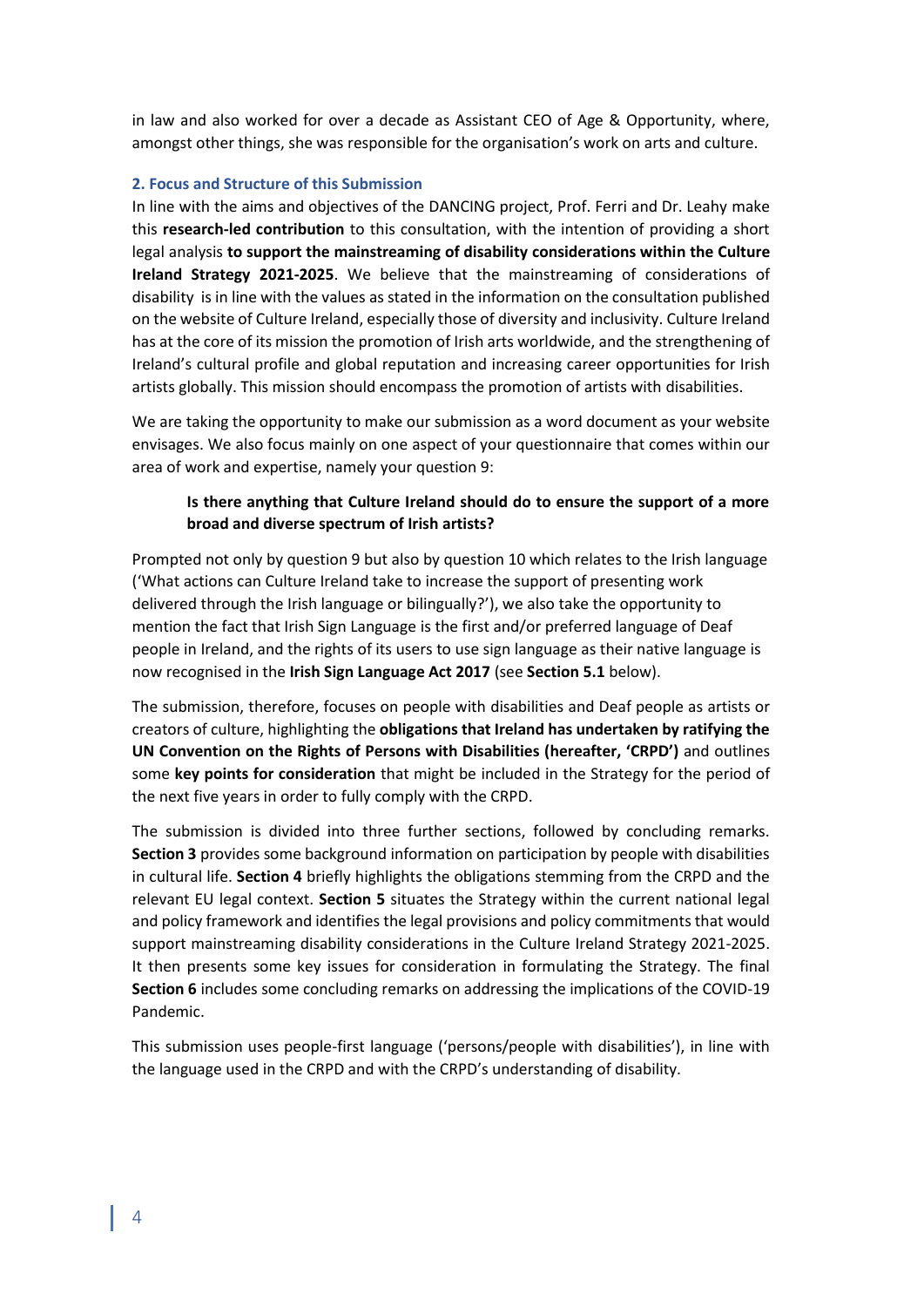in law and also worked for over a decade as Assistant CEO of Age & Opportunity, where, amongst other things, she was responsible for the organisation's work on arts and culture.

## 2. Focus and Structure of this Submission

In line with the aims and objectives of the DANCING project, Prof. Ferri and Dr. Leahy make this **research-led contribution** to this consultation, with the intention of providing a short legal analysis **to support the mainstreaming of disability considerations within the Culture Ireland Strategy 2021-2025**. We believe that the mainstreaming of considerations of disability is in line with the values as stated in the information on the consultation published on the website of Culture Ireland, especially those of diversity and inclusivity. Culture Ireland has at the core of its mission the promotion of Irish arts worldwide, and the strengthening of Ireland's cultural profile and global reputation and increasing career opportunities for Irish artists globally. This mission should encompass the promotion of artists with disabilities.

We are taking the opportunity to make our submission as a word document as your website envisages. We also focus mainly on one aspect of your questionnaire that comes within our area of work and expertise, namely your question 9:

> **Is there anything that Culture Ireland should do to ensure the support of a more broad and diverse spectrum of Irish artists?**

Prompted not only by question 9 but also by question 10 which relates to the Irish language ('What actions can Culture Ireland take to increase the support of presenting work delivered through the Irish language or bilingually?'), we also take the opportunity to mention the fact that Irish Sign Language is the first and/or preferred language of Deaf people in Ireland, and the rights of its users to use sign language as their native language is now recognised in the **Irish Sign Language Act 2017** (see **Section 5.1** below).

The submission, therefore, focuses on people with disabilities and Deaf people as artists or creators of culture, highlighting the **obligations that Ireland has undertaken by ratifying the UN Convention on the Rights of Persons with Disabilities (hereafter, 'CRPD')** and outlines some **key points for consideration** that might be included in the Strategy for the period of the next five years in order to fully comply with the CRPD.

The submission is divided into three further sections, followed by concluding remarks. **Section 3** provides some background information on participation by people with disabilities in cultural life. **Section 4** briefly highlights the obligations stemming from the CRPD and the relevant EU legal context. **Section 5** situates the Strategy within the current national legal and policy framework and identifies the legal provisions and policy commitments that would support mainstreaming disability considerations in the Culture Ireland Strategy 2021-2025. It then presents some key issues for consideration in formulating the Strategy. The final **Section 6** includes some concluding remarks on addressing the implications of the COVID-19 Pandemic.

This submission uses people-first language ('persons/people with disabilities'), in line with the language used in the CRPD and with the CRPD's understanding of disability.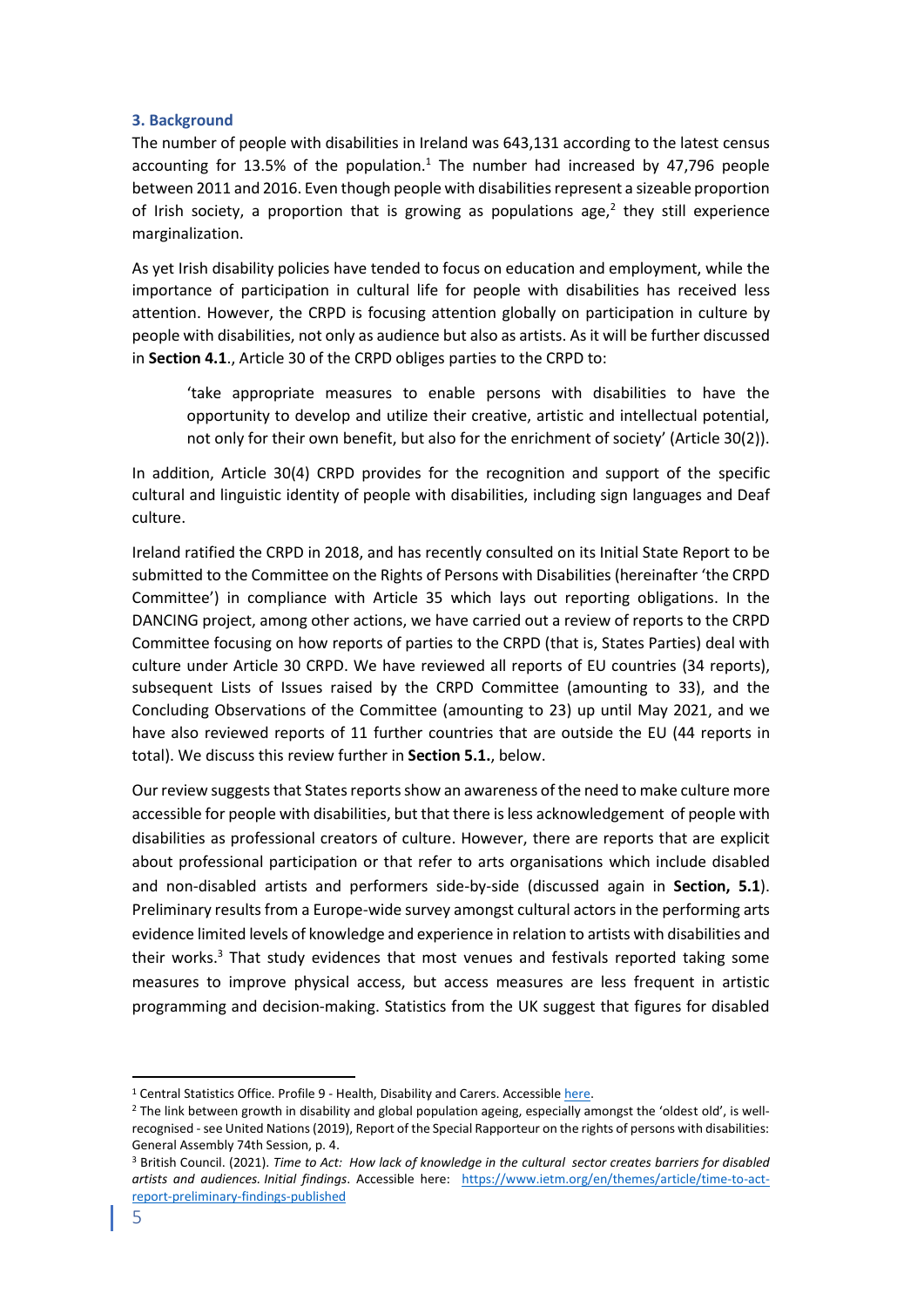### 3. Background

The number of people with disabilities in Ireland was 643,131 according to the latest census accounting for 13.5% of the population.[1] The number had increased by 47,796 people between 2011 and 2016. Even though people with disabilities represent a sizeable proportion of Irish society, a proportion that is growing as populations age,[2] they still experience marginalization.

As yet Irish disability policies have tended to focus on education and employment, while the importance of participation in cultural life for people with disabilities has received less attention. However, the CRPD is focusing attention globally on participation in culture by people with disabilities, not only as audience but also as artists. As it will be further discussed in **Section 4.1**., Article 30 of the CRPD obliges parties to the CRPD to:

> 'take appropriate measures to enable persons with disabilities to have the opportunity to develop and utilize their creative, artistic and intellectual potential, not only for their own benefit, but also for the enrichment of society' (Article 30(2)).

In addition, Article 30(4) CRPD provides for the recognition and support of the specific cultural and linguistic identity of people with disabilities, including sign languages and Deaf culture.

Ireland ratified the CRPD in 2018, and has recently consulted on its Initial State Report to be submitted to the Committee on the Rights of Persons with Disabilities (hereinafter 'the CRPD Committee') in compliance with Article 35 which lays out reporting obligations. In the DANCING project, among other actions, we have carried out a review of reports to the CRPD Committee focusing on how reports of parties to the CRPD (that is, States Parties) deal with culture under Article 30 CRPD. We have reviewed all reports of EU countries (34 reports), subsequent Lists of Issues raised by the CRPD Committee (amounting to 33), and the Concluding Observations of the Committee (amounting to 23) up until May 2021, and we have also reviewed reports of 11 further countries that are outside the EU (44 reports in total). We discuss this review further in **Section 5.1.**, below.

Our review suggests that States reports show an awareness of the need to make culture more accessible for people with disabilities, but that there is less acknowledgement of people with disabilities as professional creators of culture. However, there are reports that are explicit about professional participation or that refer to arts organisations which include disabled and non-disabled artists and performers side-by-side (discussed again in **Section, 5.1**). Preliminary results from a Europe-wide survey amongst cultural actors in the performing arts evidence limited levels of knowledge and experience in relation to artists with disabilities and their works.[3] That study evidences that most venues and festivals reported taking some measures to improve physical access, but access measures are less frequent in artistic programming and decision-making. Statistics from the UK suggest that figures for disabled

---

[1] Central Statistics Office. Profile 9 - Health, Disability and Carers. Accessible here.

[2] The link between growth in disability and global population ageing, especially amongst the 'oldest old', is well-recognised - see United Nations (2019), Report of the Special Rapporteur on the rights of persons with disabilities: General Assembly 74th Session, p. 4.

[3] British Council. (2021). *Time to Act: How lack of knowledge in the cultural sector creates barriers for disabled artists and audiences. Initial findings*. Accessible here: https://www.ietm.org/en/themes/article/time-to-act-report-preliminary-findings-published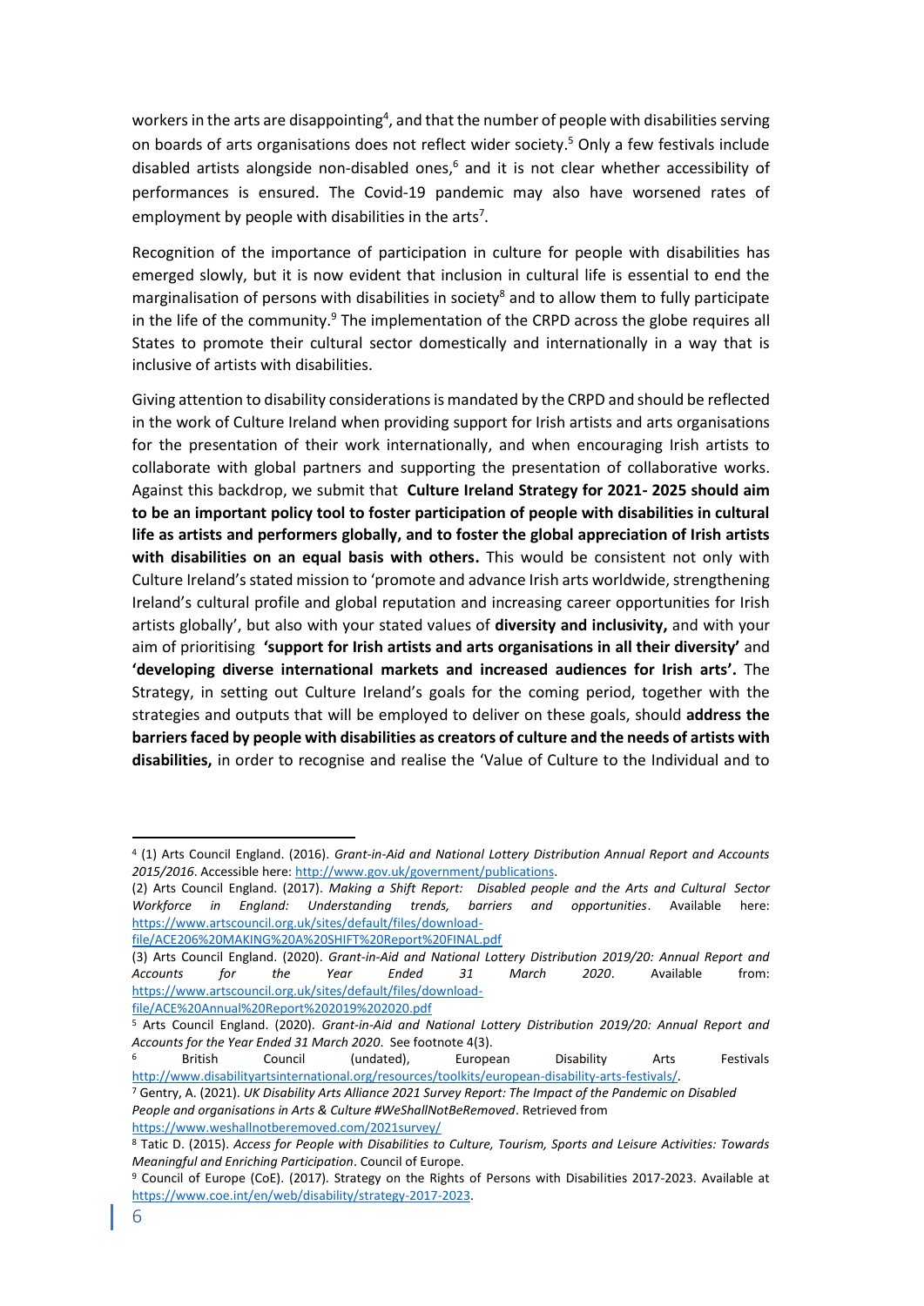workers in the arts are disappointing[4], and that the number of people with disabilities serving on boards of arts organisations does not reflect wider society.[5] Only a few festivals include disabled artists alongside non-disabled ones,[6] and it is not clear whether accessibility of performances is ensured. The Covid-19 pandemic may also have worsened rates of employment by people with disabilities in the arts[7].

Recognition of the importance of participation in culture for people with disabilities has emerged slowly, but it is now evident that inclusion in cultural life is essential to end the marginalisation of persons with disabilities in society[8] and to allow them to fully participate in the life of the community.[9] The implementation of the CRPD across the globe requires all States to promote their cultural sector domestically and internationally in a way that is inclusive of artists with disabilities.

Giving attention to disability considerations is mandated by the CRPD and should be reflected in the work of Culture Ireland when providing support for Irish artists and arts organisations for the presentation of their work internationally, and when encouraging Irish artists to collaborate with global partners and supporting the presentation of collaborative works. Against this backdrop, we submit that **Culture Ireland Strategy for 2021- 2025 should aim to be an important policy tool to foster participation of people with disabilities in cultural life as artists and performers globally, and to foster the global appreciation of Irish artists with disabilities on an equal basis with others.** This would be consistent not only with Culture Ireland's stated mission to 'promote and advance Irish arts worldwide, strengthening Ireland's cultural profile and global reputation and increasing career opportunities for Irish artists globally', but also with your stated values of **diversity and inclusivity,** and with your aim of prioritising **'support for Irish artists and arts organisations in all their diversity'** and **'developing diverse international markets and increased audiences for Irish arts'.** The Strategy, in setting out Culture Ireland's goals for the coming period, together with the strategies and outputs that will be employed to deliver on these goals, should **address the barriers faced by people with disabilities as creators of culture and the needs of artists with disabilities,** in order to recognise and realise the 'Value of Culture to the Individual and to

---

[4] (1) Arts Council England. (2016). *Grant-in-Aid and National Lottery Distribution Annual Report and Accounts 2015/2016*. Accessible here: http://www.gov.uk/government/publications.
(2) Arts Council England. (2017). *Making a Shift Report: Disabled people and the Arts and Cultural Sector Workforce in England: Understanding trends, barriers and opportunities*. Available here: https://www.artscouncil.org.uk/sites/default/files/download-file/ACE206%20MAKING%20A%20SHIFT%20Report%20FINAL.pdf
(3) Arts Council England. (2020). *Grant-in-Aid and National Lottery Distribution 2019/20: Annual Report and Accounts for the Year Ended 31 March 2020*. Available from: https://www.artscouncil.org.uk/sites/default/files/download-file/ACE%20Annual%20Report%202019%202020.pdf

[5] Arts Council England. (2020). *Grant-in-Aid and National Lottery Distribution 2019/20: Annual Report and Accounts for the Year Ended 31 March 2020*. See footnote 4(3).

[6] British Council (undated), European Disability Arts Festivals http://www.disabilityartsinternational.org/resources/toolkits/european-disability-arts-festivals/.

[7] Gentry, A. (2021). *UK Disability Arts Alliance 2021 Survey Report: The Impact of the Pandemic on Disabled People and organisations in Arts & Culture #WeShallNotBeRemoved*. Retrieved from https://www.weshallnotberemoved.com/2021survey/

[8] Tatic D. (2015). *Access for People with Disabilities to Culture, Tourism, Sports and Leisure Activities: Towards Meaningful and Enriching Participation*. Council of Europe.

[9] Council of Europe (CoE). (2017). Strategy on the Rights of Persons with Disabilities 2017-2023. Available at https://www.coe.int/en/web/disability/strategy-2017-2023.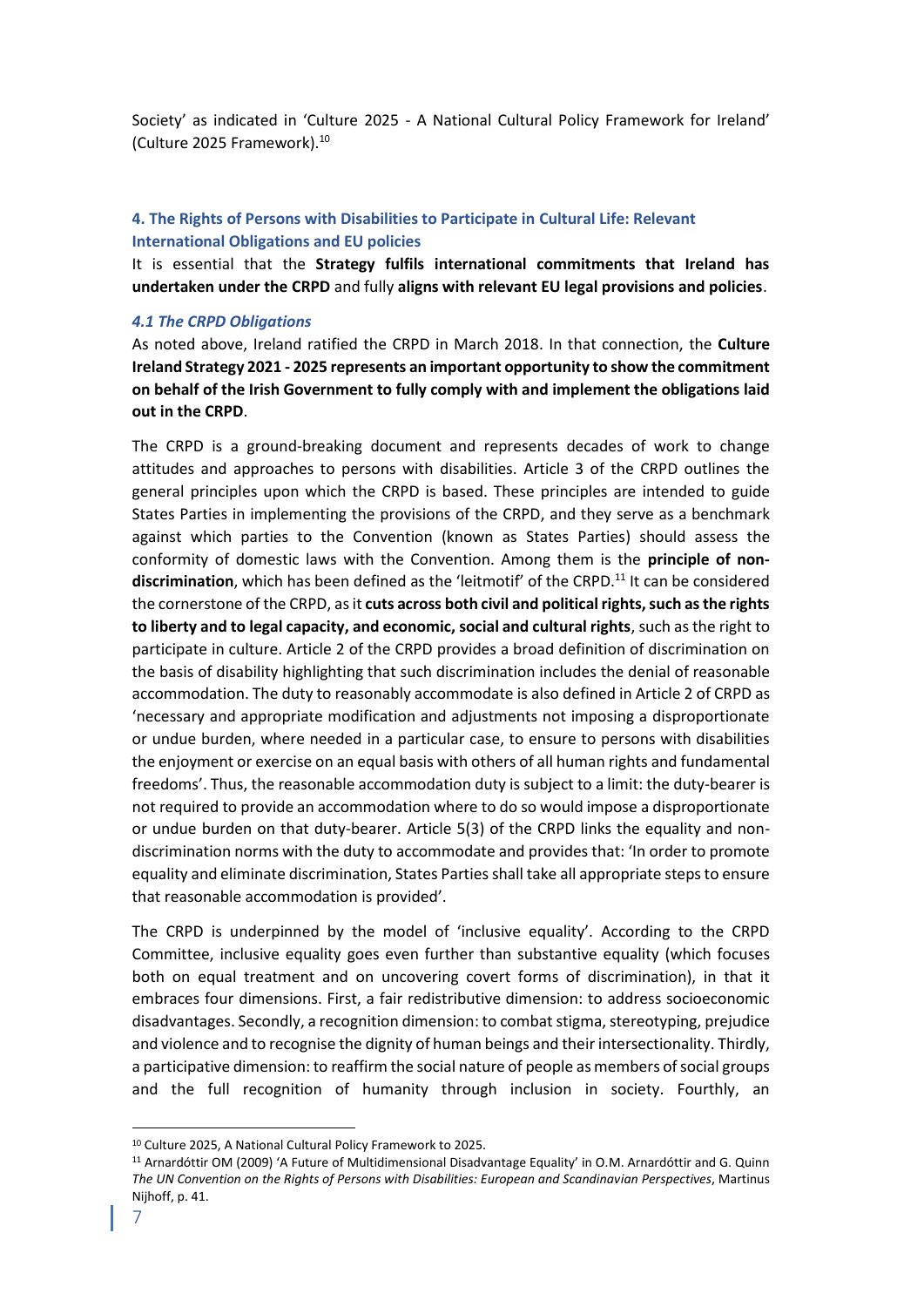Society' as indicated in 'Culture 2025 - A National Cultural Policy Framework for Ireland' (Culture 2025 Framework).[10]

## 4. The Rights of Persons with Disabilities to Participate in Cultural Life: Relevant International Obligations and EU policies

It is essential that the **Strategy fulfils international commitments that Ireland has undertaken under the CRPD** and fully **aligns with relevant EU legal provisions and policies**.

### *4.1 The CRPD Obligations*

As noted above, Ireland ratified the CRPD in March 2018. In that connection, the **Culture Ireland Strategy 2021 - 2025 represents an important opportunity to show the commitment on behalf of the Irish Government to fully comply with and implement the obligations laid out in the CRPD**.

The CRPD is a ground-breaking document and represents decades of work to change attitudes and approaches to persons with disabilities. Article 3 of the CRPD outlines the general principles upon which the CRPD is based. These principles are intended to guide States Parties in implementing the provisions of the CRPD, and they serve as a benchmark against which parties to the Convention (known as States Parties) should assess the conformity of domestic laws with the Convention. Among them is the **principle of non-discrimination**, which has been defined as the 'leitmotif' of the CRPD.[11] It can be considered the cornerstone of the CRPD, as it **cuts across both civil and political rights, such as the rights to liberty and to legal capacity, and economic, social and cultural rights**, such as the right to participate in culture. Article 2 of the CRPD provides a broad definition of discrimination on the basis of disability highlighting that such discrimination includes the denial of reasonable accommodation. The duty to reasonably accommodate is also defined in Article 2 of CRPD as 'necessary and appropriate modification and adjustments not imposing a disproportionate or undue burden, where needed in a particular case, to ensure to persons with disabilities the enjoyment or exercise on an equal basis with others of all human rights and fundamental freedoms'. Thus, the reasonable accommodation duty is subject to a limit: the duty-bearer is not required to provide an accommodation where to do so would impose a disproportionate or undue burden on that duty-bearer. Article 5(3) of the CRPD links the equality and non-discrimination norms with the duty to accommodate and provides that: 'In order to promote equality and eliminate discrimination, States Parties shall take all appropriate steps to ensure that reasonable accommodation is provided'.

The CRPD is underpinned by the model of 'inclusive equality'. According to the CRPD Committee, inclusive equality goes even further than substantive equality (which focuses both on equal treatment and on uncovering covert forms of discrimination), in that it embraces four dimensions. First, a fair redistributive dimension: to address socioeconomic disadvantages. Secondly, a recognition dimension: to combat stigma, stereotyping, prejudice and violence and to recognise the dignity of human beings and their intersectionality. Thirdly, a participative dimension: to reaffirm the social nature of people as members of social groups and the full recognition of humanity through inclusion in society. Fourthly, an

---

[10] Culture 2025, A National Cultural Policy Framework to 2025.

[11] Arnardóttir OM (2009) 'A Future of Multidimensional Disadvantage Equality' in O.M. Arnardóttir and G. Quinn *The UN Convention on the Rights of Persons with Disabilities: European and Scandinavian Perspectives*, Martinus Nijhoff, p. 41.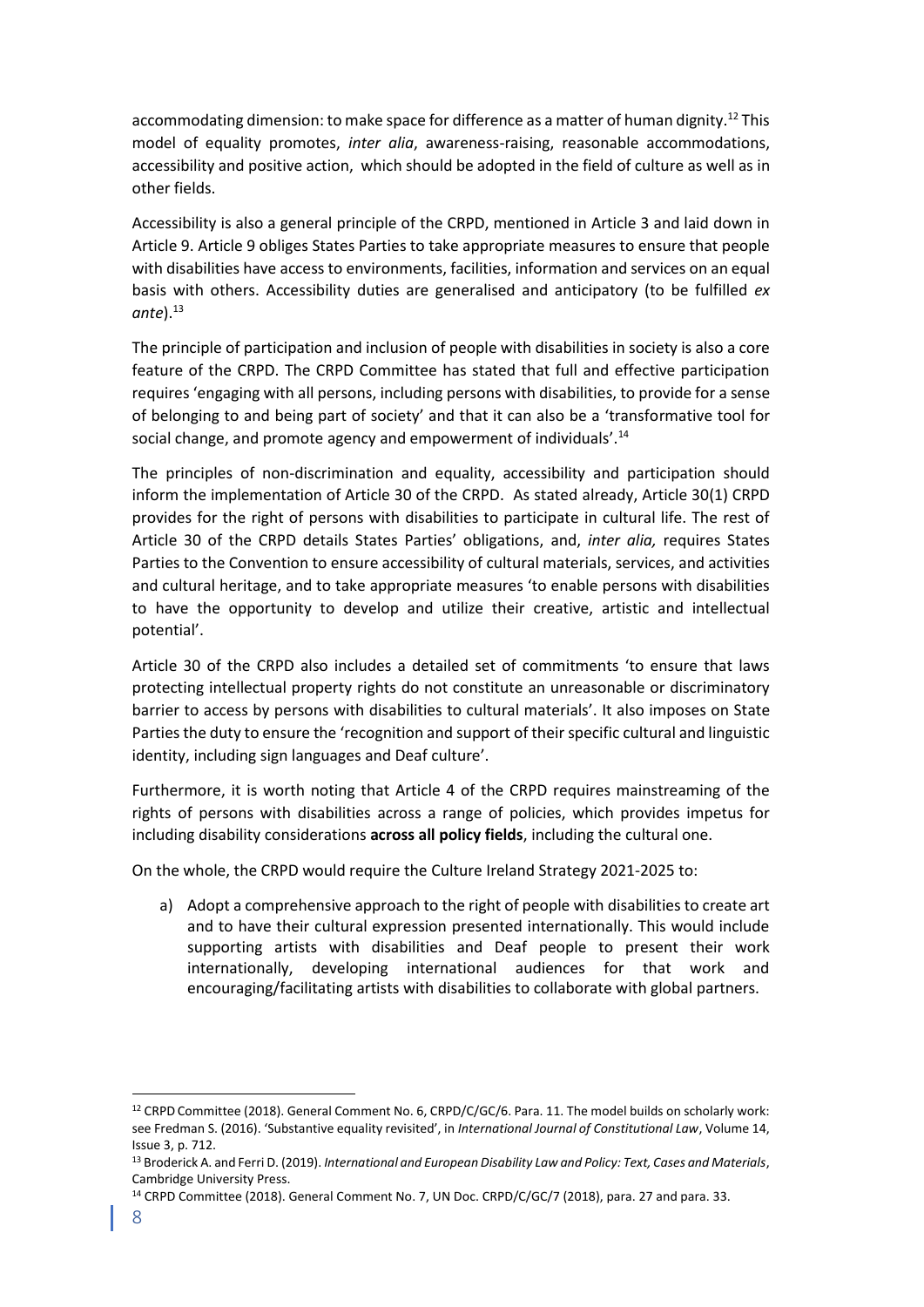accommodating dimension: to make space for difference as a matter of human dignity.[12] This model of equality promotes, *inter alia*, awareness-raising, reasonable accommodations, accessibility and positive action, which should be adopted in the field of culture as well as in other fields.

Accessibility is also a general principle of the CRPD, mentioned in Article 3 and laid down in Article 9. Article 9 obliges States Parties to take appropriate measures to ensure that people with disabilities have access to environments, facilities, information and services on an equal basis with others. Accessibility duties are generalised and anticipatory (to be fulfilled *ex ante*).[13]

The principle of participation and inclusion of people with disabilities in society is also a core feature of the CRPD. The CRPD Committee has stated that full and effective participation requires 'engaging with all persons, including persons with disabilities, to provide for a sense of belonging to and being part of society' and that it can also be a 'transformative tool for social change, and promote agency and empowerment of individuals'.[14]

The principles of non-discrimination and equality, accessibility and participation should inform the implementation of Article 30 of the CRPD. As stated already, Article 30(1) CRPD provides for the right of persons with disabilities to participate in cultural life. The rest of Article 30 of the CRPD details States Parties' obligations, and, *inter alia,* requires States Parties to the Convention to ensure accessibility of cultural materials, services, and activities and cultural heritage, and to take appropriate measures 'to enable persons with disabilities to have the opportunity to develop and utilize their creative, artistic and intellectual potential'.

Article 30 of the CRPD also includes a detailed set of commitments 'to ensure that laws protecting intellectual property rights do not constitute an unreasonable or discriminatory barrier to access by persons with disabilities to cultural materials'. It also imposes on State Parties the duty to ensure the 'recognition and support of their specific cultural and linguistic identity, including sign languages and Deaf culture'.

Furthermore, it is worth noting that Article 4 of the CRPD requires mainstreaming of the rights of persons with disabilities across a range of policies, which provides impetus for including disability considerations **across all policy fields**, including the cultural one.

On the whole, the CRPD would require the Culture Ireland Strategy 2021-2025 to:

a) Adopt a comprehensive approach to the right of people with disabilities to create art and to have their cultural expression presented internationally. This would include supporting artists with disabilities and Deaf people to present their work internationally, developing international audiences for that work and encouraging/facilitating artists with disabilities to collaborate with global partners.

---

[12] CRPD Committee (2018). General Comment No. 6, CRPD/C/GC/6. Para. 11. The model builds on scholarly work: see Fredman S. (2016). 'Substantive equality revisited', in *International Journal of Constitutional Law*, Volume 14, Issue 3, p. 712.

[13] Broderick A. and Ferri D. (2019). *International and European Disability Law and Policy: Text, Cases and Materials*, Cambridge University Press.

[14] CRPD Committee (2018). General Comment No. 7, UN Doc. CRPD/C/GC/7 (2018), para. 27 and para. 33.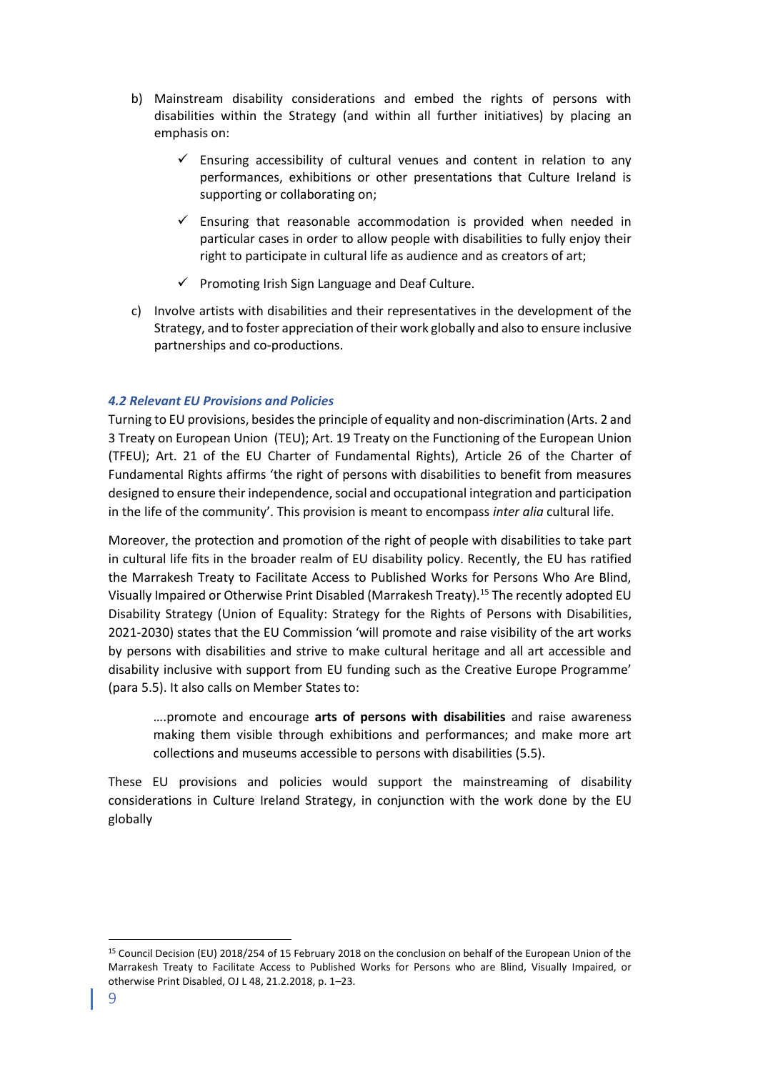b) Mainstream disability considerations and embed the rights of persons with disabilities within the Strategy (and within all further initiatives) by placing an emphasis on:

    - ✓ Ensuring accessibility of cultural venues and content in relation to any performances, exhibitions or other presentations that Culture Ireland is supporting or collaborating on;
    - ✓ Ensuring that reasonable accommodation is provided when needed in particular cases in order to allow people with disabilities to fully enjoy their right to participate in cultural life as audience and as creators of art;
    - ✓ Promoting Irish Sign Language and Deaf Culture.

c) Involve artists with disabilities and their representatives in the development of the Strategy, and to foster appreciation of their work globally and also to ensure inclusive partnerships and co-productions.

### *4.2 Relevant EU Provisions and Policies*

Turning to EU provisions, besides the principle of equality and non-discrimination (Arts. 2 and 3 Treaty on European Union (TEU); Art. 19 Treaty on the Functioning of the European Union (TFEU); Art. 21 of the EU Charter of Fundamental Rights), Article 26 of the Charter of Fundamental Rights affirms 'the right of persons with disabilities to benefit from measures designed to ensure their independence, social and occupational integration and participation in the life of the community'. This provision is meant to encompass *inter alia* cultural life.

Moreover, the protection and promotion of the right of people with disabilities to take part in cultural life fits in the broader realm of EU disability policy. Recently, the EU has ratified the Marrakesh Treaty to Facilitate Access to Published Works for Persons Who Are Blind, Visually Impaired or Otherwise Print Disabled (Marrakesh Treaty).[15] The recently adopted EU Disability Strategy (Union of Equality: Strategy for the Rights of Persons with Disabilities, 2021-2030) states that the EU Commission 'will promote and raise visibility of the art works by persons with disabilities and strive to make cultural heritage and all art accessible and disability inclusive with support from EU funding such as the Creative Europe Programme' (para 5.5). It also calls on Member States to:

> ….promote and encourage **arts of persons with disabilities** and raise awareness making them visible through exhibitions and performances; and make more art collections and museums accessible to persons with disabilities (5.5).

These EU provisions and policies would support the mainstreaming of disability considerations in Culture Ireland Strategy, in conjunction with the work done by the EU globally

---

[15] Council Decision (EU) 2018/254 of 15 February 2018 on the conclusion on behalf of the European Union of the Marrakesh Treaty to Facilitate Access to Published Works for Persons who are Blind, Visually Impaired, or otherwise Print Disabled, OJ L 48, 21.2.2018, p. 1–23.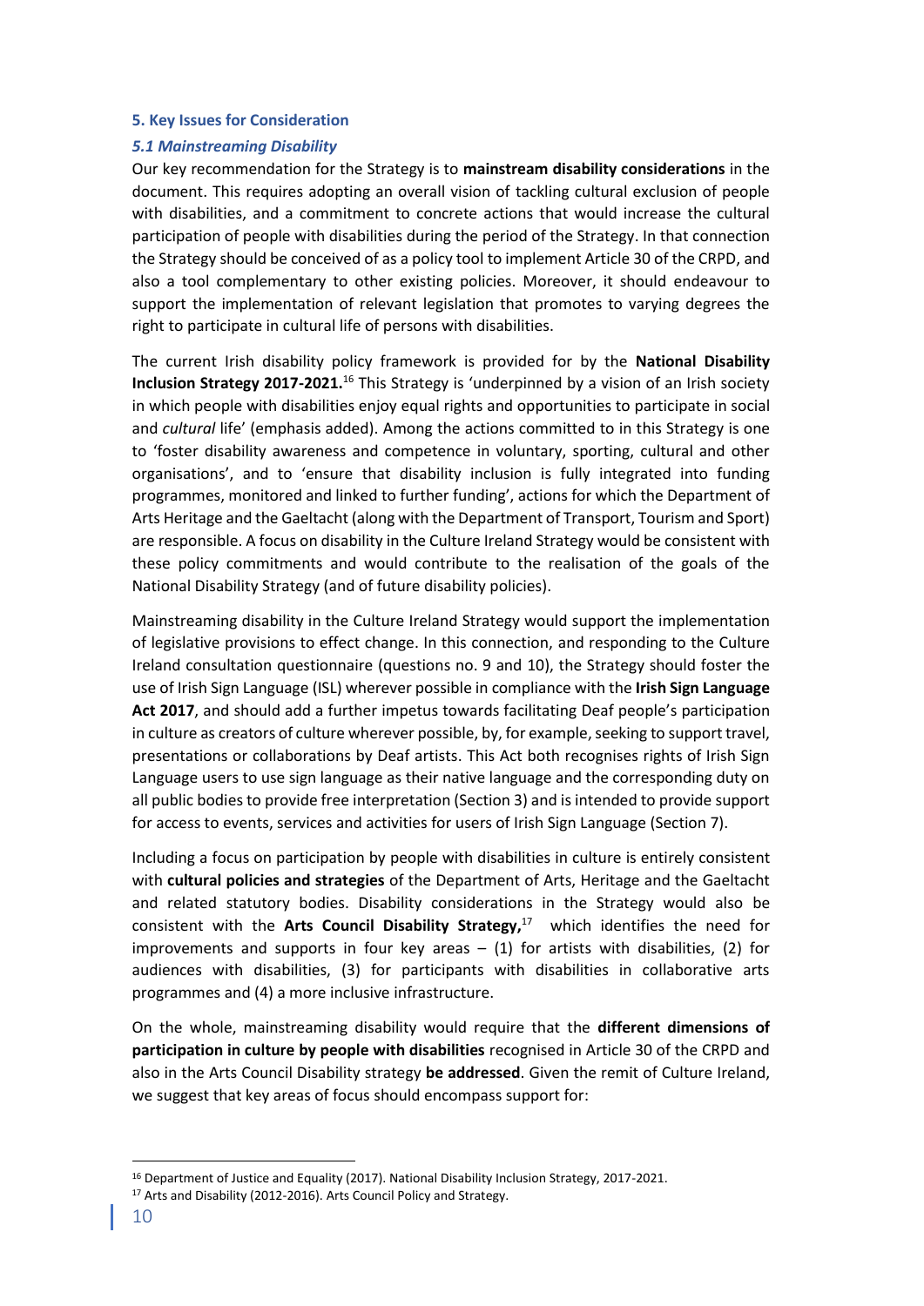## 5. Key Issues for Consideration

### *5.1 Mainstreaming Disability*

Our key recommendation for the Strategy is to **mainstream disability considerations** in the document. This requires adopting an overall vision of tackling cultural exclusion of people with disabilities, and a commitment to concrete actions that would increase the cultural participation of people with disabilities during the period of the Strategy. In that connection the Strategy should be conceived of as a policy tool to implement Article 30 of the CRPD, and also a tool complementary to other existing policies. Moreover, it should endeavour to support the implementation of relevant legislation that promotes to varying degrees the right to participate in cultural life of persons with disabilities.

The current Irish disability policy framework is provided for by the **National Disability Inclusion Strategy 2017-2021.**[16] This Strategy is 'underpinned by a vision of an Irish society in which people with disabilities enjoy equal rights and opportunities to participate in social and *cultural* life' (emphasis added). Among the actions committed to in this Strategy is one to 'foster disability awareness and competence in voluntary, sporting, cultural and other organisations', and to 'ensure that disability inclusion is fully integrated into funding programmes, monitored and linked to further funding', actions for which the Department of Arts Heritage and the Gaeltacht (along with the Department of Transport, Tourism and Sport) are responsible. A focus on disability in the Culture Ireland Strategy would be consistent with these policy commitments and would contribute to the realisation of the goals of the National Disability Strategy (and of future disability policies).

Mainstreaming disability in the Culture Ireland Strategy would support the implementation of legislative provisions to effect change. In this connection, and responding to the Culture Ireland consultation questionnaire (questions no. 9 and 10), the Strategy should foster the use of Irish Sign Language (ISL) wherever possible in compliance with the **Irish Sign Language Act 2017**, and should add a further impetus towards facilitating Deaf people's participation in culture as creators of culture wherever possible, by, for example, seeking to support travel, presentations or collaborations by Deaf artists. This Act both recognises rights of Irish Sign Language users to use sign language as their native language and the corresponding duty on all public bodies to provide free interpretation (Section 3) and is intended to provide support for access to events, services and activities for users of Irish Sign Language (Section 7).

Including a focus on participation by people with disabilities in culture is entirely consistent with **cultural policies and strategies** of the Department of Arts, Heritage and the Gaeltacht and related statutory bodies. Disability considerations in the Strategy would also be consistent with the **Arts Council Disability Strategy,**[17] which identifies the need for improvements and supports in four key areas – (1) for artists with disabilities, (2) for audiences with disabilities, (3) for participants with disabilities in collaborative arts programmes and (4) a more inclusive infrastructure.

On the whole, mainstreaming disability would require that the **different dimensions of participation in culture by people with disabilities** recognised in Article 30 of the CRPD and also in the Arts Council Disability strategy **be addressed**. Given the remit of Culture Ireland, we suggest that key areas of focus should encompass support for:

---

[16] Department of Justice and Equality (2017). National Disability Inclusion Strategy, 2017-2021.

[17] Arts and Disability (2012-2016). Arts Council Policy and Strategy.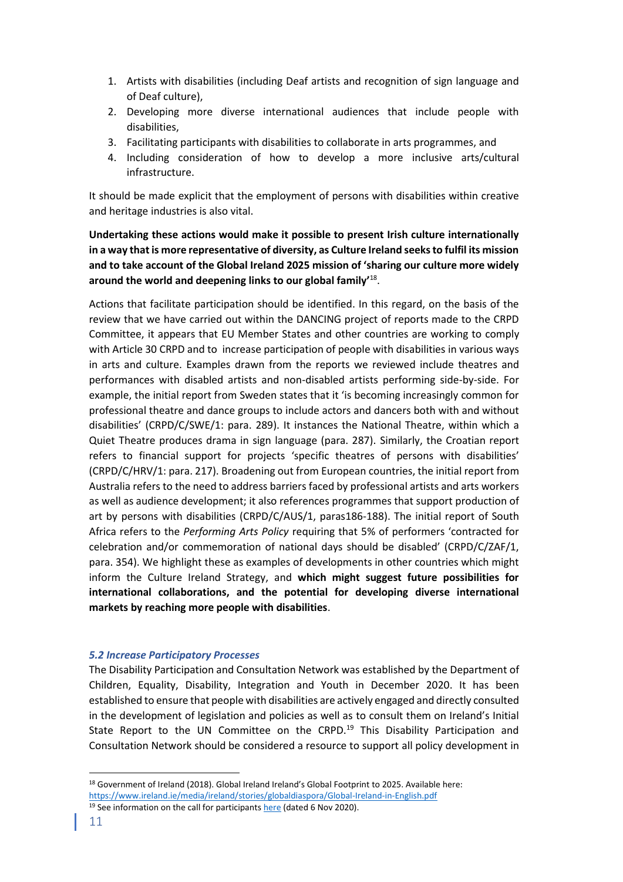1. Artists with disabilities (including Deaf artists and recognition of sign language and of Deaf culture),
2. Developing more diverse international audiences that include people with disabilities,
3. Facilitating participants with disabilities to collaborate in arts programmes, and
4. Including consideration of how to develop a more inclusive arts/cultural infrastructure.

It should be made explicit that the employment of persons with disabilities within creative and heritage industries is also vital.

**Undertaking these actions would make it possible to present Irish culture internationally in a way that is more representative of diversity, as Culture Ireland seeks to fulfil its mission and to take account of the Global Ireland 2025 mission of 'sharing our culture more widely around the world and deepening links to our global family'**[18].

Actions that facilitate participation should be identified. In this regard, on the basis of the review that we have carried out within the DANCING project of reports made to the CRPD Committee, it appears that EU Member States and other countries are working to comply with Article 30 CRPD and to increase participation of people with disabilities in various ways in arts and culture. Examples drawn from the reports we reviewed include theatres and performances with disabled artists and non-disabled artists performing side-by-side. For example, the initial report from Sweden states that it 'is becoming increasingly common for professional theatre and dance groups to include actors and dancers both with and without disabilities' (CRPD/C/SWE/1: para. 289). It instances the National Theatre, within which a Quiet Theatre produces drama in sign language (para. 287). Similarly, the Croatian report refers to financial support for projects 'specific theatres of persons with disabilities' (CRPD/C/HRV/1: para. 217). Broadening out from European countries, the initial report from Australia refers to the need to address barriers faced by professional artists and arts workers as well as audience development; it also references programmes that support production of art by persons with disabilities (CRPD/C/AUS/1, paras186-188). The initial report of South Africa refers to the *Performing Arts Policy* requiring that 5% of performers 'contracted for celebration and/or commemoration of national days should be disabled' (CRPD/C/ZAF/1, para. 354). We highlight these as examples of developments in other countries which might inform the Culture Ireland Strategy, and **which might suggest future possibilities for international collaborations, and the potential for developing diverse international markets by reaching more people with disabilities**.

### *5.2 Increase Participatory Processes*

The Disability Participation and Consultation Network was established by the Department of Children, Equality, Disability, Integration and Youth in December 2020. It has been established to ensure that people with disabilities are actively engaged and directly consulted in the development of legislation and policies as well as to consult them on Ireland's Initial State Report to the UN Committee on the CRPD.[19] This Disability Participation and Consultation Network should be considered a resource to support all policy development in

---

[18] Government of Ireland (2018). Global Ireland Ireland's Global Footprint to 2025. Available here: https://www.ireland.ie/media/ireland/stories/globaldiaspora/Global-Ireland-in-English.pdf

[19] See information on the call for participants here (dated 6 Nov 2020).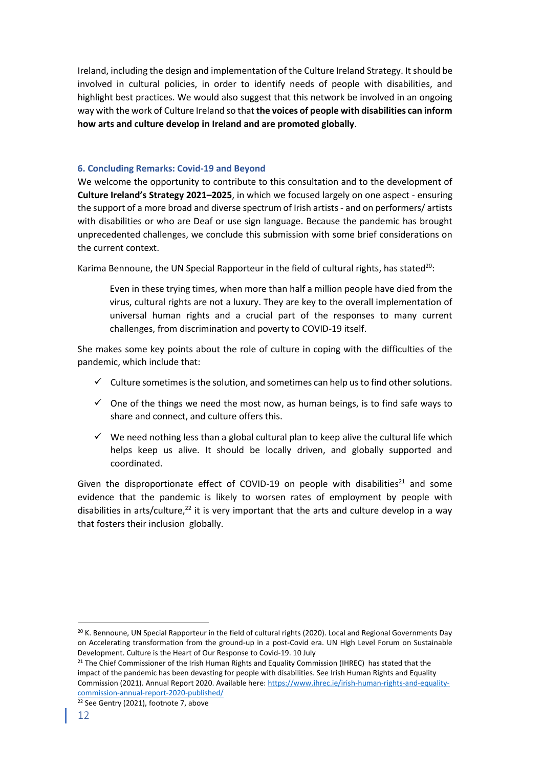Ireland, including the design and implementation of the Culture Ireland Strategy. It should be involved in cultural policies, in order to identify needs of people with disabilities, and highlight best practices. We would also suggest that this network be involved in an ongoing way with the work of Culture Ireland so that **the voices of people with disabilities can inform how arts and culture develop in Ireland and are promoted globally**.

### 6. Concluding Remarks: Covid-19 and Beyond

We welcome the opportunity to contribute to this consultation and to the development of **Culture Ireland's Strategy 2021–2025**, in which we focused largely on one aspect - ensuring the support of a more broad and diverse spectrum of Irish artists - and on performers/ artists with disabilities or who are Deaf or use sign language. Because the pandemic has brought unprecedented challenges, we conclude this submission with some brief considerations on the current context.

Karima Bennoune, the UN Special Rapporteur in the field of cultural rights, has stated[20]:

> Even in these trying times, when more than half a million people have died from the virus, cultural rights are not a luxury. They are key to the overall implementation of universal human rights and a crucial part of the responses to many current challenges, from discrimination and poverty to COVID-19 itself.

She makes some key points about the role of culture in coping with the difficulties of the pandemic, which include that:

- ✓ Culture sometimes is the solution, and sometimes can help us to find other solutions.
- ✓ One of the things we need the most now, as human beings, is to find safe ways to share and connect, and culture offers this.
- ✓ We need nothing less than a global cultural plan to keep alive the cultural life which helps keep us alive. It should be locally driven, and globally supported and coordinated.

Given the disproportionate effect of COVID-19 on people with disabilities[21] and some evidence that the pandemic is likely to worsen rates of employment by people with disabilities in arts/culture,[22] it is very important that the arts and culture develop in a way that fosters their inclusion globally.

---

[20] K. Bennoune, UN Special Rapporteur in the field of cultural rights (2020). Local and Regional Governments Day on Accelerating transformation from the ground-up in a post-Covid era. UN High Level Forum on Sustainable Development. Culture is the Heart of Our Response to Covid-19. 10 July

[21] The Chief Commissioner of the Irish Human Rights and Equality Commission (IHREC) has stated that the impact of the pandemic has been devasting for people with disabilities. See Irish Human Rights and Equality Commission (2021). Annual Report 2020. Available here: https://www.ihrec.ie/irish-human-rights-and-equality-commission-annual-report-2020-published/

[22] See Gentry (2021), footnote 7, above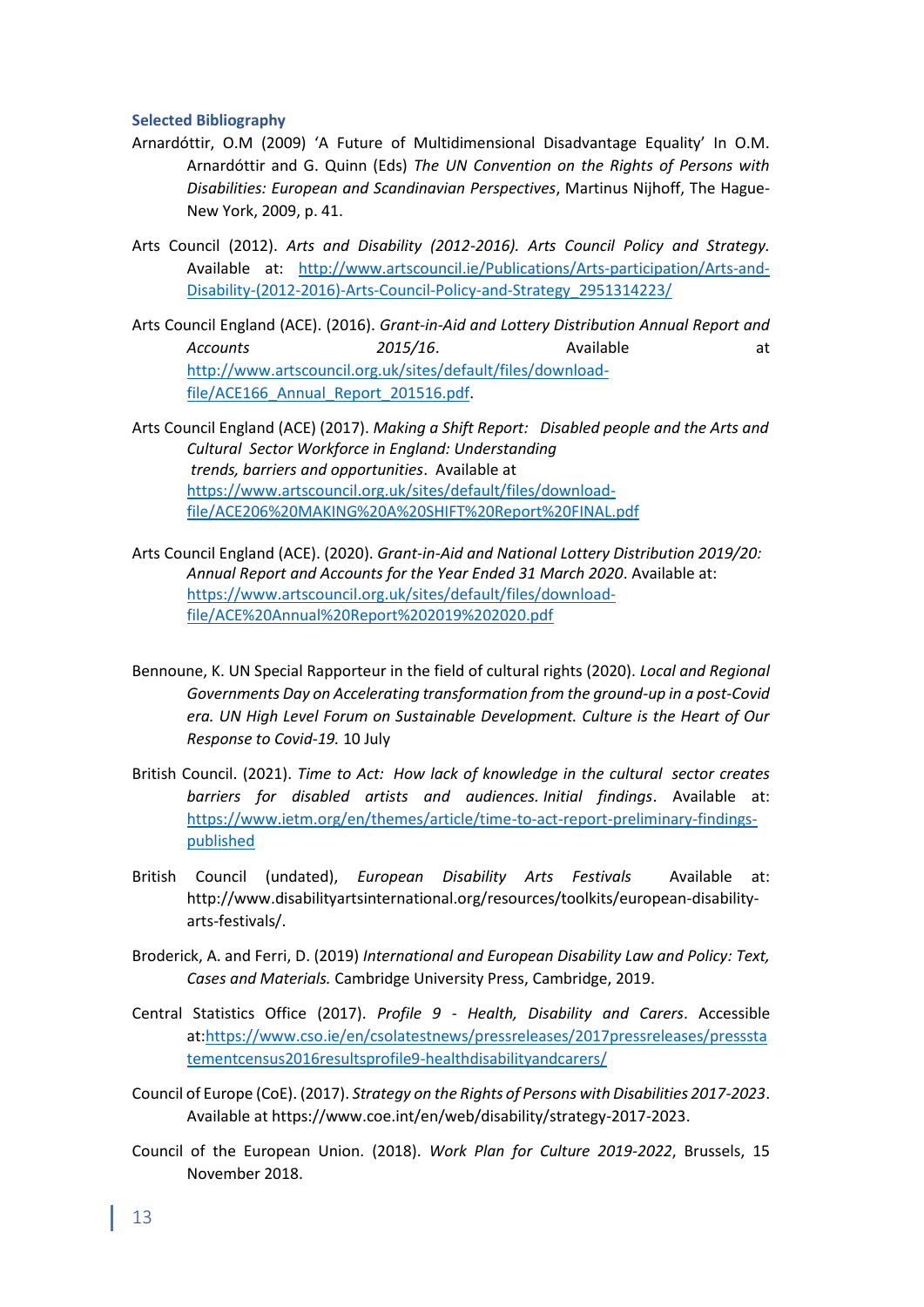### Selected Bibliography

Arnardóttir, O.M (2009) 'A Future of Multidimensional Disadvantage Equality' In O.M. Arnardóttir and G. Quinn (Eds) *The UN Convention on the Rights of Persons with Disabilities: European and Scandinavian Perspectives*, Martinus Nijhoff, The Hague-New York, 2009, p. 41.

Arts Council (2012). *Arts and Disability (2012-2016). Arts Council Policy and Strategy.* Available at: [http://www.artscouncil.ie/Publications/Arts-participation/Arts-and-Disability-(2012-2016)-Arts-Council-Policy-and-Strategy_2951314223/](http://www.artscouncil.ie/Publications/Arts-participation/Arts-and-Disability-(2012-2016)-Arts-Council-Policy-and-Strategy_2951314223/)

Arts Council England (ACE). (2016). *Grant-in-Aid and Lottery Distribution Annual Report and Accounts 2015/16*. Available at [http://www.artscouncil.org.uk/sites/default/files/download-file/ACE166_Annual_Report_201516.pdf](http://www.artscouncil.org.uk/sites/default/files/download-file/ACE166_Annual_Report_201516.pdf).

Arts Council England (ACE) (2017). *Making a Shift Report: Disabled people and the Arts and Cultural Sector Workforce in England: Understanding trends, barriers and opportunities*. Available at [https://www.artscouncil.org.uk/sites/default/files/download-file/ACE206%20MAKING%20A%20SHIFT%20Report%20FINAL.pdf](https://www.artscouncil.org.uk/sites/default/files/download-file/ACE206%20MAKING%20A%20SHIFT%20Report%20FINAL.pdf)

Arts Council England (ACE). (2020). *Grant-in-Aid and National Lottery Distribution 2019/20: Annual Report and Accounts for the Year Ended 31 March 2020*. Available at: [https://www.artscouncil.org.uk/sites/default/files/download-file/ACE%20Annual%20Report%202019%202020.pdf](https://www.artscouncil.org.uk/sites/default/files/download-file/ACE%20Annual%20Report%202019%202020.pdf)

Bennoune, K. UN Special Rapporteur in the field of cultural rights (2020). *Local and Regional Governments Day on Accelerating transformation from the ground-up in a post-Covid era. UN High Level Forum on Sustainable Development. Culture is the Heart of Our Response to Covid-19.* 10 July

British Council. (2021). *Time to Act: How lack of knowledge in the cultural sector creates barriers for disabled artists and audiences. Initial findings*. Available at: [https://www.ietm.org/en/themes/article/time-to-act-report-preliminary-findings-published](https://www.ietm.org/en/themes/article/time-to-act-report-preliminary-findings-published)

British Council (undated), *European Disability Arts Festivals* Available at: http://www.disabilityartsinternational.org/resources/toolkits/european-disability-arts-festivals/.

Broderick, A. and Ferri, D. (2019) *International and European Disability Law and Policy: Text, Cases and Materials.* Cambridge University Press, Cambridge, 2019.

Central Statistics Office (2017). *Profile 9 - Health, Disability and Carers*. Accessible at:[https://www.cso.ie/en/csolatestnews/pressreleases/2017pressreleases/pressstatementcensus2016resultsprofile9-healthdisabilityandcarers/](https://www.cso.ie/en/csolatestnews/pressreleases/2017pressreleases/pressstatementcensus2016resultsprofile9-healthdisabilityandcarers/)

Council of Europe (CoE). (2017). *Strategy on the Rights of Persons with Disabilities 2017-2023*. Available at https://www.coe.int/en/web/disability/strategy-2017-2023.

Council of the European Union. (2018). *Work Plan for Culture 2019-2022*, Brussels, 15 November 2018.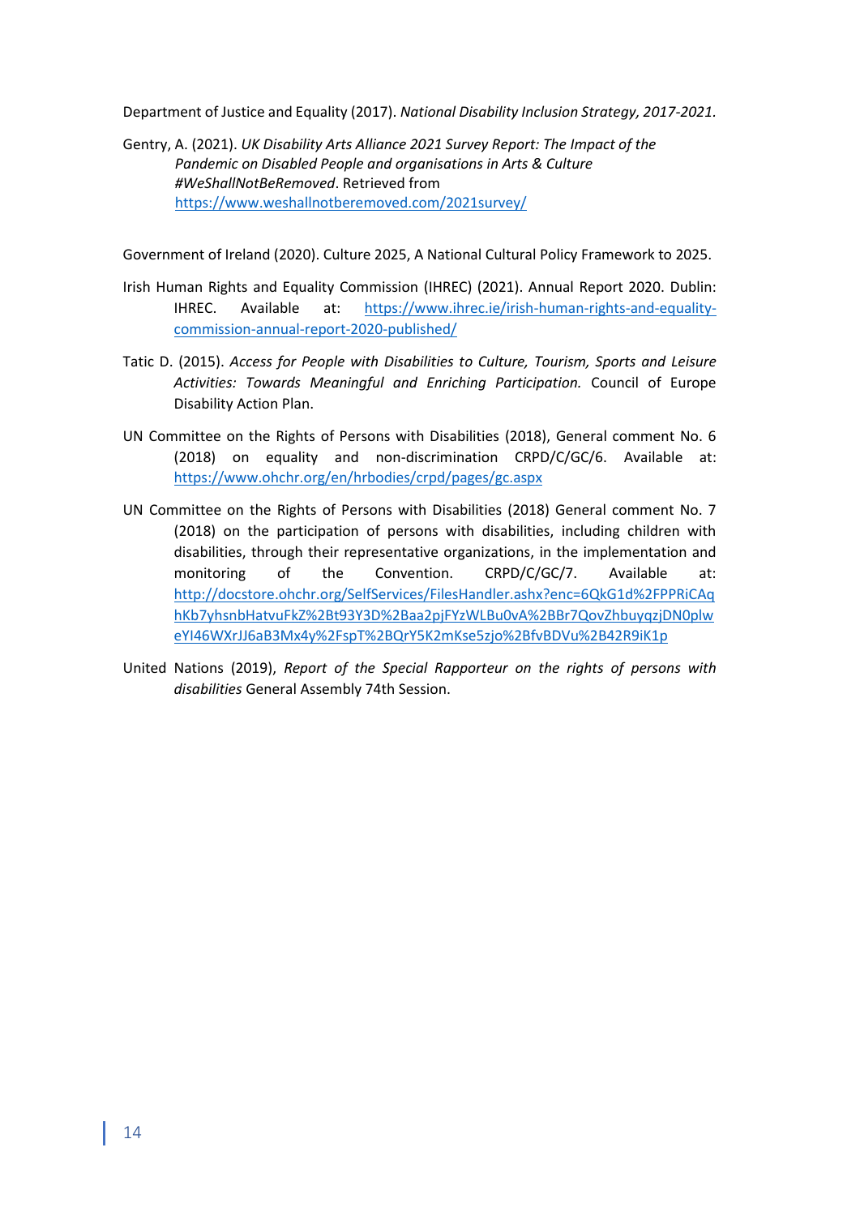Department of Justice and Equality (2017). *National Disability Inclusion Strategy, 2017-2021.*

Gentry, A. (2021). *UK Disability Arts Alliance 2021 Survey Report: The Impact of the Pandemic on Disabled People and organisations in Arts & Culture #WeShallNotBeRemoved*. Retrieved from https://www.weshallnotberemoved.com/2021survey/

Government of Ireland (2020). Culture 2025, A National Cultural Policy Framework to 2025.

Irish Human Rights and Equality Commission (IHREC) (2021). Annual Report 2020. Dublin: IHREC. Available at: https://www.ihrec.ie/irish-human-rights-and-equality-commission-annual-report-2020-published/

Tatic D. (2015). *Access for People with Disabilities to Culture, Tourism, Sports and Leisure Activities: Towards Meaningful and Enriching Participation.* Council of Europe Disability Action Plan.

UN Committee on the Rights of Persons with Disabilities (2018), General comment No. 6 (2018) on equality and non-discrimination CRPD/C/GC/6. Available at: https://www.ohchr.org/en/hrbodies/crpd/pages/gc.aspx

UN Committee on the Rights of Persons with Disabilities (2018) General comment No. 7 (2018) on the participation of persons with disabilities, including children with disabilities, through their representative organizations, in the implementation and monitoring of the Convention. CRPD/C/GC/7. Available at: http://docstore.ohchr.org/SelfServices/FilesHandler.ashx?enc=6QkG1d%2FPPRiCAqhKb7yhsnbHatvuFkZ%2Bt93Y3D%2Baa2pjFYzWLBu0vA%2BBr7QovZhbuyqzjDN0plweYI46WXrJJ6aB3Mx4y%2FspT%2BQrY5K2mKse5zjo%2BfvBDVu%2B42R9iK1p

United Nations (2019), *Report of the Special Rapporteur on the rights of persons with disabilities* General Assembly 74th Session.